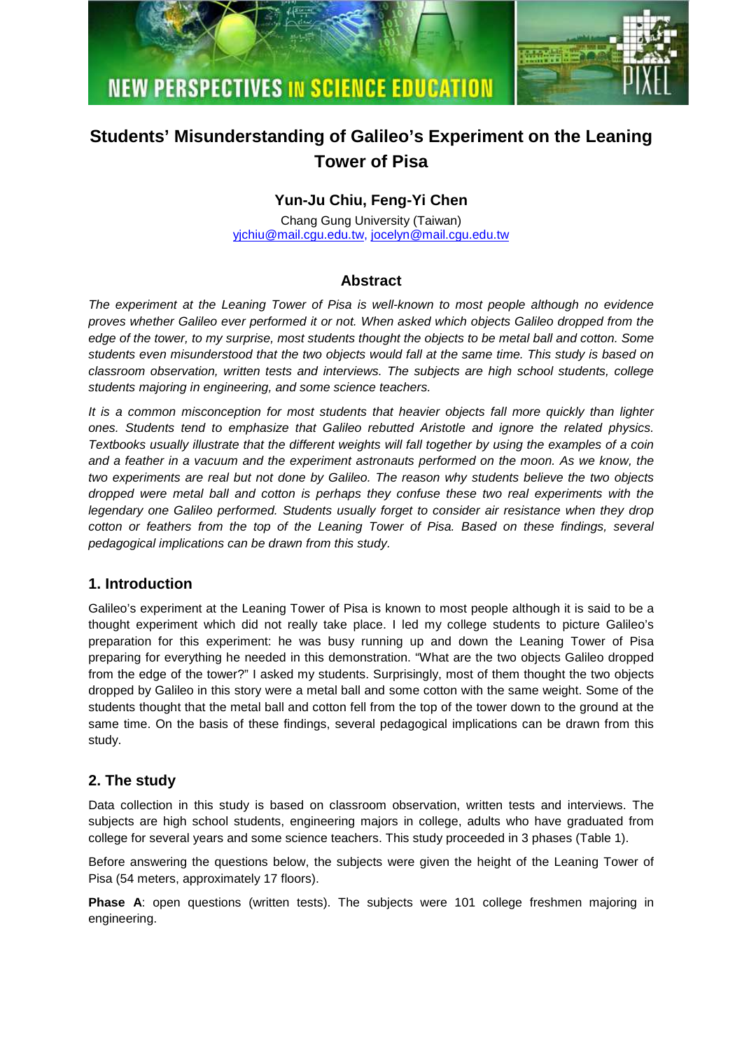# Students' Misunderstanding of Galileo's Experiment on the Leaning Tower of Pisa

**Yun-Ju Chiu, Feng-Yi Chen**

Chang Gung University (Taiwan)

yjchiu@mail.cgu.edu.tw, jocelyn@mail.cgu.edu.tw

## Abstract

*The experiment at the Leaning Tower of Pisa is well-known to most people although no evidence proves whether Galileo ever performed it or not. When asked which objects Galileo dropped from the edge of the tower, to my surprise, most students thought the objects to be metal ball and cotton. Some students even misunderstood that the two objects would fall at the same time. This study is based on classroom observation, written tests and interviews. The subjects are high school students, college students majoring in engineering, and some science teachers.*

*It is a common misconception for most students that heavier objects fall more quickly than lighter ones. Students tend to emphasize that Galileo rebutted Aristotle and ignore the related physics. Textbooks usually illustrate that the different weights will fall together by using the examples of a coin and a feather in a vacuum and the experiment astronauts performed on the moon. As we know, the two experiments are real but not done by Galileo. The reason why students believe the two objects dropped were metal ball and cotton is perhaps they confuse these two real experiments with the legendary one Galileo performed. Students usually forget to consider air resistance when they drop cotton or feathers from the top of the Leaning Tower of Pisa. Based on these findings, several pedagogical implications can be drawn from this study.*

## 1. Introduction

Galileo's experiment at the Leaning Tower of Pisa is known to most people although it is said to be a thought experiment which did not really take place. I led my college students to picture Galileo's preparation for this experiment: he was busy running up and down the Leaning Tower of Pisa preparing for everything he needed in this demonstration. "What are the two objects Galileo dropped from the edge of the tower?" I asked my students. Surprisingly, most of them thought the two objects dropped by Galileo in this story were a metal ball and some cotton with the same weight. Some of the students thought that the metal ball and cotton fell from the top of the tower down to the ground at the same time. On the basis of these findings, several pedagogical implications can be drawn from this study.

## 2. The study

Data collection in this study is based on classroom observation, written tests and interviews. The subjects are high school students, engineering majors in college, adults who have graduated from college for several years and some science teachers. This study proceeded in 3 phases (Table 1).

Before answering the questions below, the subjects were given the height of the Leaning Tower of Pisa (54 meters, approximately 17 floors).

**Phase A**: open questions (written tests). The subjects were 101 college freshmen majoring in engineering.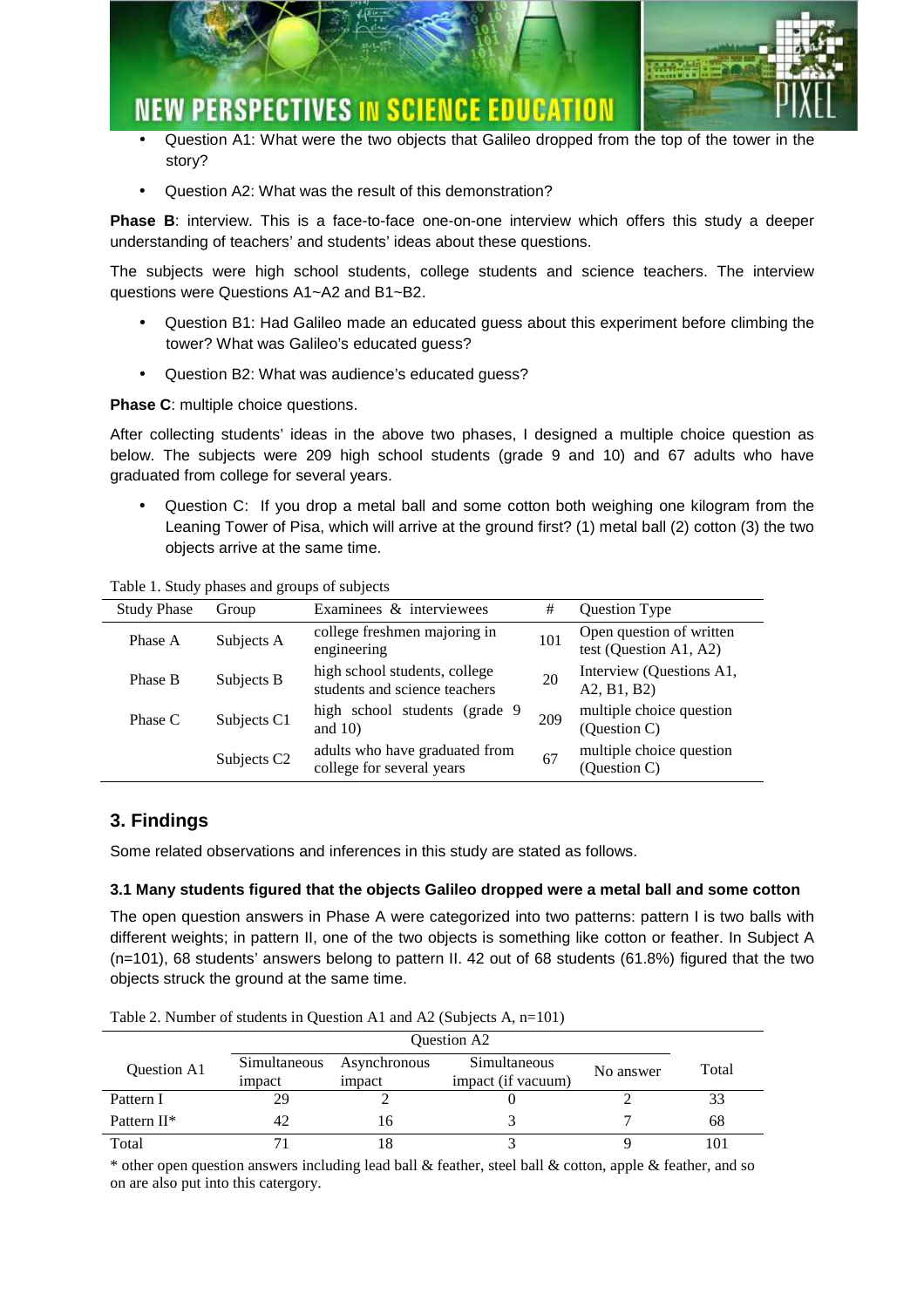- Question A1: What were the two objects that Galileo dropped from the top of the tower in the story?
- Question A2: What was the result of this demonstration?

**Phase B**: interview. This is a face-to-face one-on-one interview which offers this study a deeper understanding of teachers' and students' ideas about these questions.

The subjects were high school students, college students and science teachers. The interview questions were Questions A1~A2 and B1~B2.

- Question B1: Had Galileo made an educated guess about this experiment before climbing the tower? What was Galileo's educated guess?
- Question B2: What was audience's educated guess?

**Phase C**: multiple choice questions.

After collecting students' ideas in the above two phases, I designed a multiple choice question as below. The subjects were 209 high school students (grade 9 and 10) and 67 adults who have graduated from college for several years.

- Question C: If you drop a metal ball and some cotton both weighing one kilogram from the Leaning Tower of Pisa, which will arrive at the ground first? (1) metal ball (2) cotton (3) the two objects arrive at the same time.

Table 1. Study phases and groups of subjects

| Study Phase | Group | Examinees & interviewees | # | Question Type |
|---|---|---|---|---|
| Phase A | Subjects A | college freshmen majoring in engineering | 101 | Open question of written test (Question A1, A2) |
| Phase B | Subjects B | high school students, college students and science teachers | 20 | Interview (Questions A1, A2, B1, B2) |
| Phase C | Subjects C1 | high school students (grade 9 and 10) | 209 | multiple choice question (Question C) |
| | Subjects C2 | adults who have graduated from college for several years | 67 | multiple choice question (Question C) |

## 3. Findings

Some related observations and inferences in this study are stated as follows.

### 3.1 Many students figured that the objects Galileo dropped were a metal ball and some cotton

The open question answers in Phase A were categorized into two patterns: pattern I is two balls with different weights; in pattern II, one of the two objects is something like cotton or feather. In Subject A (n=101), 68 students' answers belong to pattern II. 42 out of 68 students (61.8%) figured that the two objects struck the ground at the same time.

Table 2. Number of students in Question A1 and A2 (Subjects A, n=101)

| Question A1 | Question A2 | | | | Total |
|---|---|---|---|---|---|
| | Simultaneous impact | Asynchronous impact | Simultaneous impact (if vacuum) | No answer | |
| Pattern I | 29 | 2 | 0 | 2 | 33 |
| Pattern II* | 42 | 16 | 3 | 7 | 68 |
| Total | 71 | 18 | 3 | 9 | 101 |

* other open question answers including lead ball & feather, steel ball & cotton, apple & feather, and so on are also put into this catergory.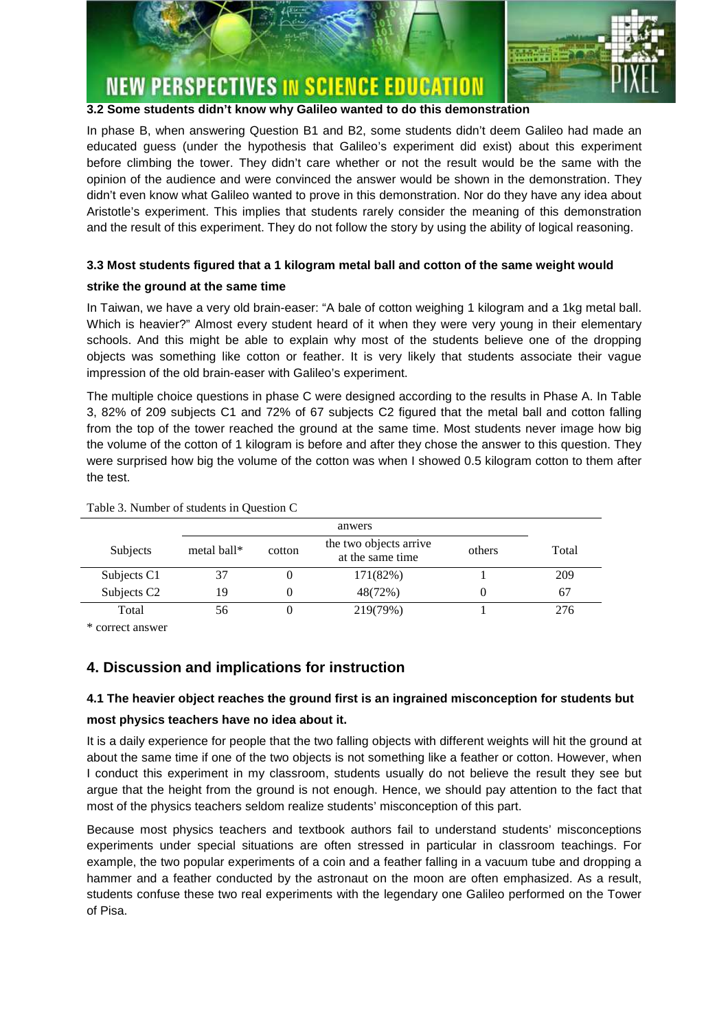### 3.2 Some students didn't know why Galileo wanted to do this demonstration

In phase B, when answering Question B1 and B2, some students didn't deem Galileo had made an educated guess (under the hypothesis that Galileo's experiment did exist) about this experiment before climbing the tower. They didn't care whether or not the result would be the same with the opinion of the audience and were convinced the answer would be shown in the demonstration. They didn't even know what Galileo wanted to prove in this demonstration. Nor do they have any idea about Aristotle's experiment. This implies that students rarely consider the meaning of this demonstration and the result of this experiment. They do not follow the story by using the ability of logical reasoning.

### 3.3 Most students figured that a 1 kilogram metal ball and cotton of the same weight would strike the ground at the same time

In Taiwan, we have a very old brain-easer: "A bale of cotton weighing 1 kilogram and a 1kg metal ball. Which is heavier?" Almost every student heard of it when they were very young in their elementary schools. And this might be able to explain why most of the students believe one of the dropping objects was something like cotton or feather. It is very likely that students associate their vague impression of the old brain-easer with Galileo's experiment.

The multiple choice questions in phase C were designed according to the results in Phase A. In Table 3, 82% of 209 subjects C1 and 72% of 67 subjects C2 figured that the metal ball and cotton falling from the top of the tower reached the ground at the same time. Most students never image how big the volume of the cotton of 1 kilogram is before and after they chose the answer to this question. They were surprised how big the volume of the cotton was when I showed 0.5 kilogram cotton to them after the test.

Table 3. Number of students in Question C

| Subjects | anwers | | | | Total |
|---|---|---|---|---|---|
| | metal ball* | cotton | the two objects arrive at the same time | others | |
| Subjects C1 | 37 | 0 | 171(82%) | 1 | 209 |
| Subjects C2 | 19 | 0 | 48(72%) | 0 | 67 |
| Total | 56 | 0 | 219(79%) | 1 | 276 |

* correct answer

## 4. Discussion and implications for instruction

### 4.1 The heavier object reaches the ground first is an ingrained misconception for students but most physics teachers have no idea about it.

It is a daily experience for people that the two falling objects with different weights will hit the ground at about the same time if one of the two objects is not something like a feather or cotton. However, when I conduct this experiment in my classroom, students usually do not believe the result they see but argue that the height from the ground is not enough. Hence, we should pay attention to the fact that most of the physics teachers seldom realize students' misconception of this part.

Because most physics teachers and textbook authors fail to understand students' misconceptions experiments under special situations are often stressed in particular in classroom teachings. For example, the two popular experiments of a coin and a feather falling in a vacuum tube and dropping a hammer and a feather conducted by the astronaut on the moon are often emphasized. As a result, students confuse these two real experiments with the legendary one Galileo performed on the Tower of Pisa.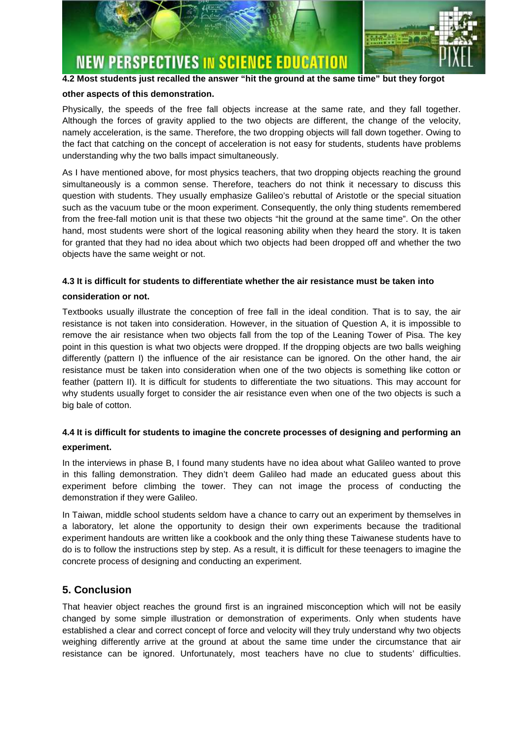**4.2 Most students just recalled the answer "hit the ground at the same time" but they forgot other aspects of this demonstration.**

Physically, the speeds of the free fall objects increase at the same rate, and they fall together. Although the forces of gravity applied to the two objects are different, the change of the velocity, namely acceleration, is the same. Therefore, the two dropping objects will fall down together. Owing to the fact that catching on the concept of acceleration is not easy for students, students have problems understanding why the two balls impact simultaneously.

As I have mentioned above, for most physics teachers, that two dropping objects reaching the ground simultaneously is a common sense. Therefore, teachers do not think it necessary to discuss this question with students. They usually emphasize Galileo's rebuttal of Aristotle or the special situation such as the vacuum tube or the moon experiment. Consequently, the only thing students remembered from the free-fall motion unit is that these two objects "hit the ground at the same time". On the other hand, most students were short of the logical reasoning ability when they heard the story. It is taken for granted that they had no idea about which two objects had been dropped off and whether the two objects have the same weight or not.

**4.3 It is difficult for students to differentiate whether the air resistance must be taken into consideration or not.**

Textbooks usually illustrate the conception of free fall in the ideal condition. That is to say, the air resistance is not taken into consideration. However, in the situation of Question A, it is impossible to remove the air resistance when two objects fall from the top of the Leaning Tower of Pisa. The key point in this question is what two objects were dropped. If the dropping objects are two balls weighing differently (pattern I) the influence of the air resistance can be ignored. On the other hand, the air resistance must be taken into consideration when one of the two objects is something like cotton or feather (pattern II). It is difficult for students to differentiate the two situations. This may account for why students usually forget to consider the air resistance even when one of the two objects is such a big bale of cotton.

**4.4 It is difficult for students to imagine the concrete processes of designing and performing an experiment.**

In the interviews in phase B, I found many students have no idea about what Galileo wanted to prove in this falling demonstration. They didn't deem Galileo had made an educated guess about this experiment before climbing the tower. They can not image the process of conducting the demonstration if they were Galileo.

In Taiwan, middle school students seldom have a chance to carry out an experiment by themselves in a laboratory, let alone the opportunity to design their own experiments because the traditional experiment handouts are written like a cookbook and the only thing these Taiwanese students have to do is to follow the instructions step by step. As a result, it is difficult for these teenagers to imagine the concrete process of designing and conducting an experiment.

## 5. Conclusion

That heavier object reaches the ground first is an ingrained misconception which will not be easily changed by some simple illustration or demonstration of experiments. Only when students have established a clear and correct concept of force and velocity will they truly understand why two objects weighing differently arrive at the ground at about the same time under the circumstance that air resistance can be ignored. Unfortunately, most teachers have no clue to students' difficulties.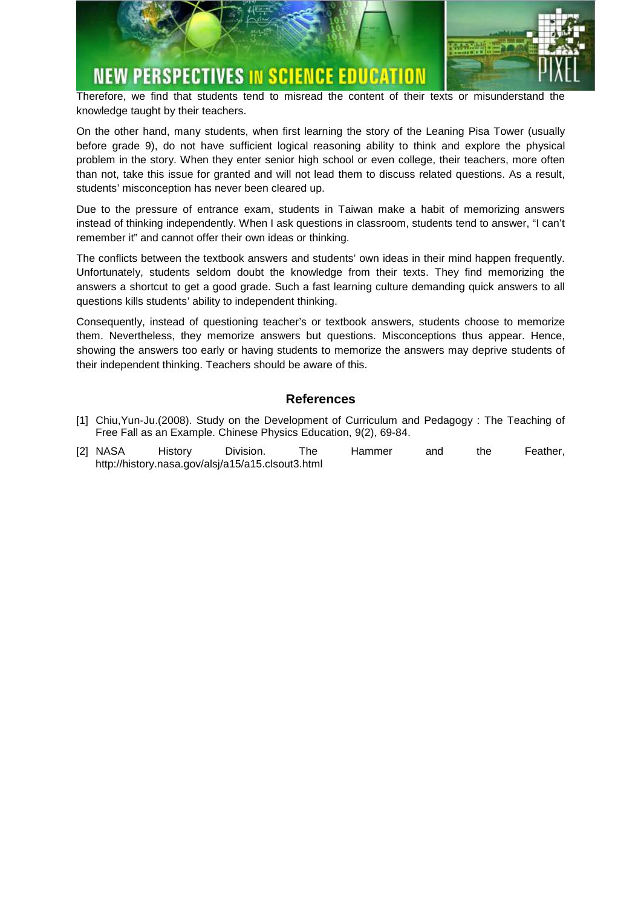Therefore, we find that students tend to misread the content of their texts or misunderstand the knowledge taught by their teachers.

On the other hand, many students, when first learning the story of the Leaning Pisa Tower (usually before grade 9), do not have sufficient logical reasoning ability to think and explore the physical problem in the story. When they enter senior high school or even college, their teachers, more often than not, take this issue for granted and will not lead them to discuss related questions. As a result, students' misconception has never been cleared up.

Due to the pressure of entrance exam, students in Taiwan make a habit of memorizing answers instead of thinking independently. When I ask questions in classroom, students tend to answer, "I can't remember it" and cannot offer their own ideas or thinking.

The conflicts between the textbook answers and students' own ideas in their mind happen frequently. Unfortunately, students seldom doubt the knowledge from their texts. They find memorizing the answers a shortcut to get a good grade. Such a fast learning culture demanding quick answers to all questions kills students' ability to independent thinking.

Consequently, instead of questioning teacher's or textbook answers, students choose to memorize them. Nevertheless, they memorize answers but questions. Misconceptions thus appear. Hence, showing the answers too early or having students to memorize the answers may deprive students of their independent thinking. Teachers should be aware of this.

## References

[1] Chiu,Yun-Ju.(2008). Study on the Development of Curriculum and Pedagogy : The Teaching of Free Fall as an Example. Chinese Physics Education, 9(2), 69-84.

[2] NASA History Division. The Hammer and the Feather, http://history.nasa.gov/alsj/a15/a15.clsout3.html